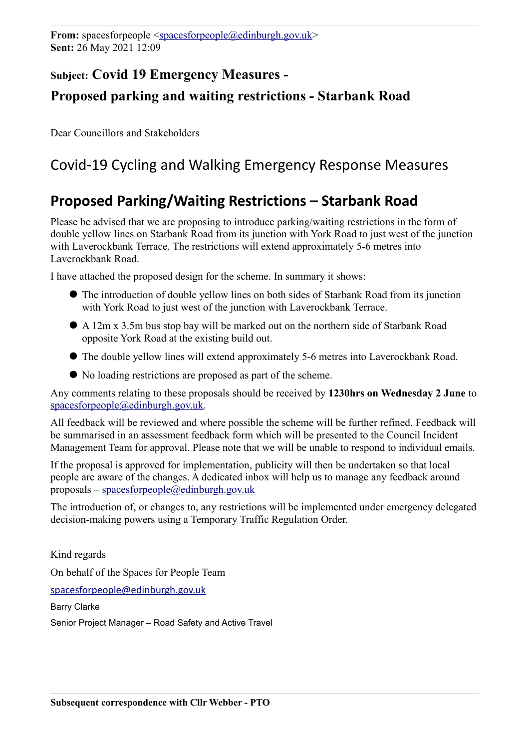**From:** spacesforpeople <spacesforpeople@edinburgh.gov.uk>
**Sent:** 26 May 2021 12:09

**Subject: Covid 19 Emergency Measures -**
**Proposed parking and waiting restrictions - Starbank Road**

Dear Councillors and Stakeholders

# Covid-19 Cycling and Walking Emergency Response Measures

## Proposed Parking/Waiting Restrictions – Starbank Road

Please be advised that we are proposing to introduce parking/waiting restrictions in the form of double yellow lines on Starbank Road from its junction with York Road to just west of the junction with Laverockbank Terrace. The restrictions will extend approximately 5-6 metres into Laverockbank Road.

I have attached the proposed design for the scheme. In summary it shows:

- The introduction of double yellow lines on both sides of Starbank Road from its junction with York Road to just west of the junction with Laverockbank Terrace.
- A 12m x 3.5m bus stop bay will be marked out on the northern side of Starbank Road opposite York Road at the existing build out.
- The double yellow lines will extend approximately 5-6 metres into Laverockbank Road.
- No loading restrictions are proposed as part of the scheme.

Any comments relating to these proposals should be received by **1230hrs on Wednesday 2 June** to spacesforpeople@edinburgh.gov.uk.

All feedback will be reviewed and where possible the scheme will be further refined. Feedback will be summarised in an assessment feedback form which will be presented to the Council Incident Management Team for approval. Please note that we will be unable to respond to individual emails.

If the proposal is approved for implementation, publicity will then be undertaken so that local people are aware of the changes. A dedicated inbox will help us to manage any feedback around proposals – spacesforpeople@edinburgh.gov.uk

The introduction of, or changes to, any restrictions will be implemented under emergency delegated decision-making powers using a Temporary Traffic Regulation Order.

Kind regards

On behalf of the Spaces for People Team

spacesforpeople@edinburgh.gov.uk

Barry Clarke

Senior Project Manager – Road Safety and Active Travel

**Subsequent correspondence with Cllr Webber - PTO**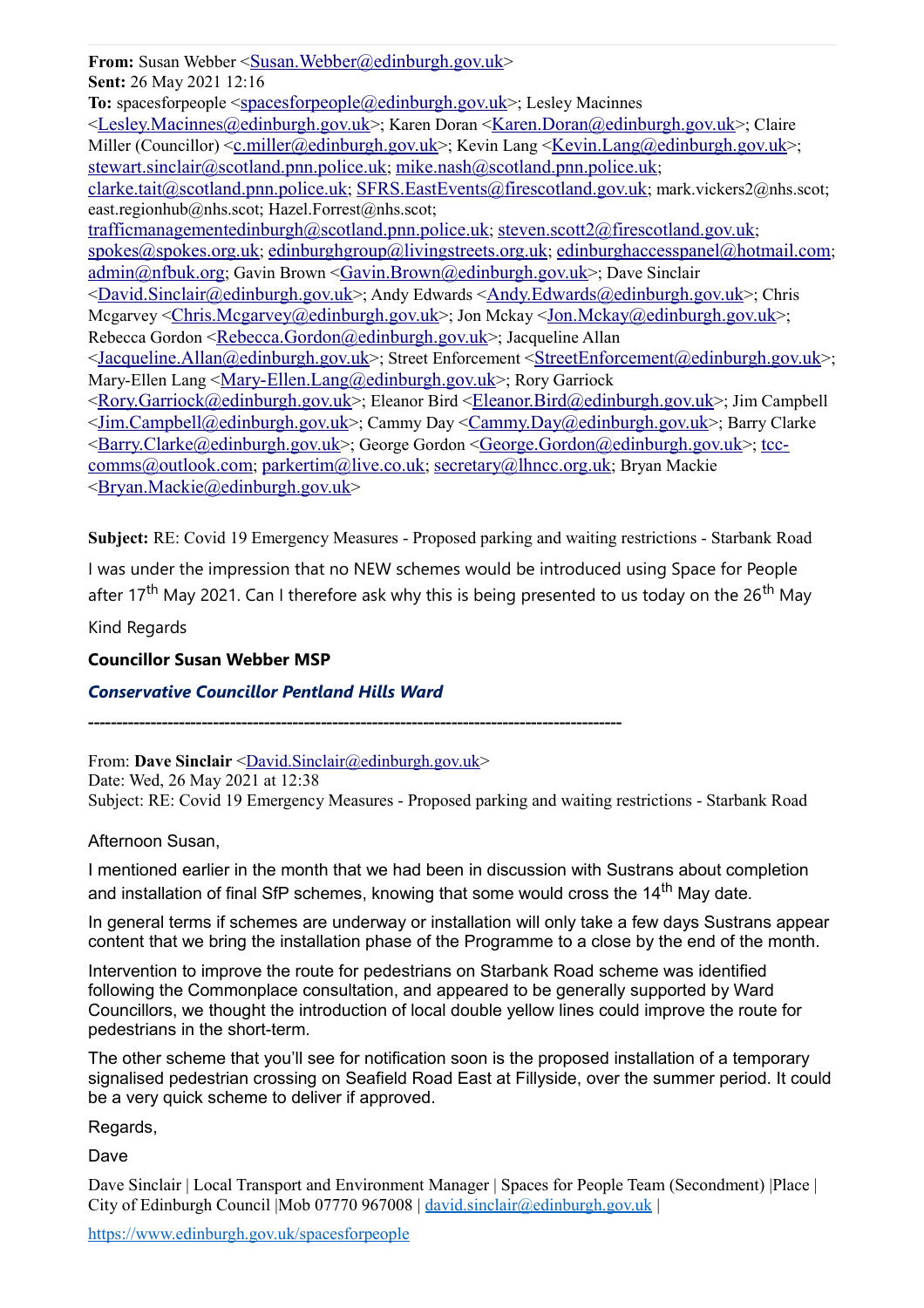**From:** Susan Webber <Susan.Webber@edinburgh.gov.uk>
**Sent:** 26 May 2021 12:16
**To:** spacesforpeople <spacesforpeople@edinburgh.gov.uk>; Lesley Macinnes <Lesley.Macinnes@edinburgh.gov.uk>; Karen Doran <Karen.Doran@edinburgh.gov.uk>; Claire Miller (Councillor) <c.miller@edinburgh.gov.uk>; Kevin Lang <Kevin.Lang@edinburgh.gov.uk>; stewart.sinclair@scotland.pnn.police.uk; mike.nash@scotland.pnn.police.uk; clarke.tait@scotland.pnn.police.uk; SFRS.EastEvents@firescotland.gov.uk; mark.vickers2@nhs.scot; east.regionhub@nhs.scot; Hazel.Forrest@nhs.scot; trafficmanagementedinburgh@scotland.pnn.police.uk; steven.scott2@firescotland.gov.uk; spokes@spokes.org.uk; edinburghgroup@livingstreets.org.uk; edinburghaccesspanel@hotmail.com; admin@nfbuk.org; Gavin Brown <Gavin.Brown@edinburgh.gov.uk>; Dave Sinclair <David.Sinclair@edinburgh.gov.uk>; Andy Edwards <Andy.Edwards@edinburgh.gov.uk>; Chris Mcgarvey <Chris.Mcgarvey@edinburgh.gov.uk>; Jon Mckay <Jon.Mckay@edinburgh.gov.uk>; Rebecca Gordon <Rebecca.Gordon@edinburgh.gov.uk>; Jacqueline Allan <Jacqueline.Allan@edinburgh.gov.uk>; Street Enforcement <StreetEnforcement@edinburgh.gov.uk>; Mary-Ellen Lang <Mary-Ellen.Lang@edinburgh.gov.uk>; Rory Garriock <Rory.Garriock@edinburgh.gov.uk>; Eleanor Bird <Eleanor.Bird@edinburgh.gov.uk>; Jim Campbell <Jim.Campbell@edinburgh.gov.uk>; Cammy Day <Cammy.Day@edinburgh.gov.uk>; Barry Clarke <Barry.Clarke@edinburgh.gov.uk>; George Gordon <George.Gordon@edinburgh.gov.uk>; tcc-comms@outlook.com; parkertim@live.co.uk; secretary@lhncc.org.uk; Bryan Mackie <Bryan.Mackie@edinburgh.gov.uk>

**Subject:** RE: Covid 19 Emergency Measures - Proposed parking and waiting restrictions - Starbank Road

I was under the impression that no NEW schemes would be introduced using Space for People after 17th May 2021. Can I therefore ask why this is being presented to us today on the 26th May

Kind Regards

**Councillor Susan Webber MSP**

***Conservative Councillor Pentland Hills Ward***

---

From: **Dave Sinclair** <David.Sinclair@edinburgh.gov.uk>
Date: Wed, 26 May 2021 at 12:38
Subject: RE: Covid 19 Emergency Measures - Proposed parking and waiting restrictions - Starbank Road

Afternoon Susan,

I mentioned earlier in the month that we had been in discussion with Sustrans about completion and installation of final SfP schemes, knowing that some would cross the 14th May date.

In general terms if schemes are underway or installation will only take a few days Sustrans appear content that we bring the installation phase of the Programme to a close by the end of the month.

Intervention to improve the route for pedestrians on Starbank Road scheme was identified following the Commonplace consultation, and appeared to be generally supported by Ward Councillors, we thought the introduction of local double yellow lines could improve the route for pedestrians in the short-term.

The other scheme that you'll see for notification soon is the proposed installation of a temporary signalised pedestrian crossing on Seafield Road East at Fillyside, over the summer period. It could be a very quick scheme to deliver if approved.

Regards,

Dave

Dave Sinclair | Local Transport and Environment Manager | Spaces for People Team (Secondment) |Place | City of Edinburgh Council |Mob 07770 967008 | david.sinclair@edinburgh.gov.uk |

https://www.edinburgh.gov.uk/spacesforpeople